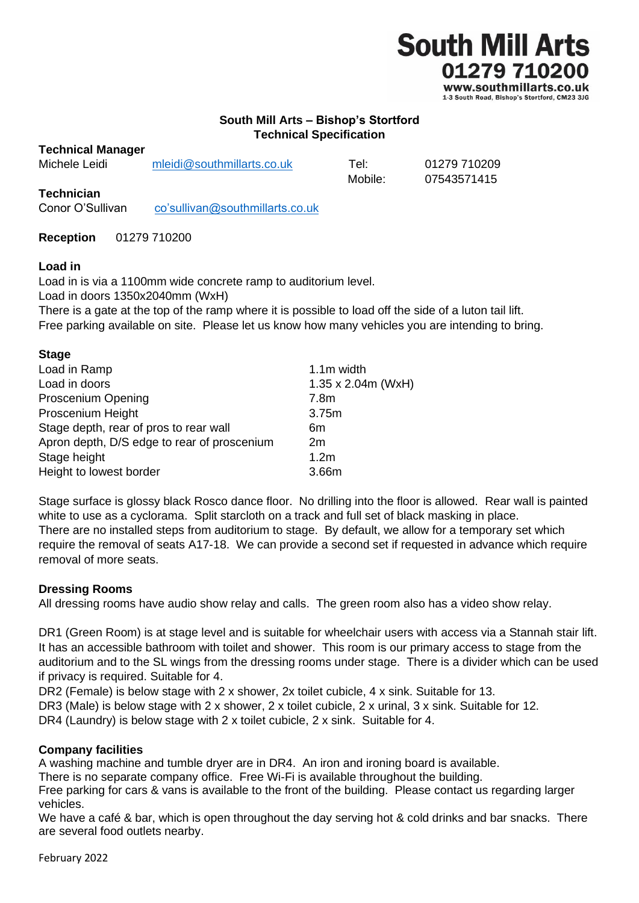South Mill Arts
01279 710200
www.southmillarts.co.uk
1-3 South Road, Bishop's Stortford, CM23 3JG

# South Mill Arts – Bishop's Stortford
## Technical Specification

**Technical Manager**

| | | | |
|---|---|---|---|
| Michele Leidi | mleidi@southmillarts.co.uk | Tel: | 01279 710209 |
| | | Mobile: | 07543571415 |

**Technician**

Conor O'Sullivan co'sullivan@southmillarts.co.uk

**Reception** 01279 710200

**Load in**

Load in is via a 1100mm wide concrete ramp to auditorium level.
Load in doors 1350x2040mm (WxH)
There is a gate at the top of the ramp where it is possible to load off the side of a luton tail lift.
Free parking available on site. Please let us know how many vehicles you are intending to bring.

**Stage**

| | |
|---|---|
| Load in Ramp | 1.1m width |
| Load in doors | 1.35 x 2.04m (WxH) |
| Proscenium Opening | 7.8m |
| Proscenium Height | 3.75m |
| Stage depth, rear of pros to rear wall | 6m |
| Apron depth, D/S edge to rear of proscenium | 2m |
| Stage height | 1.2m |
| Height to lowest border | 3.66m |

Stage surface is glossy black Rosco dance floor. No drilling into the floor is allowed. Rear wall is painted white to use as a cyclorama. Split starcloth on a track and full set of black masking in place.
There are no installed steps from auditorium to stage. By default, we allow for a temporary set which require the removal of seats A17-18. We can provide a second set if requested in advance which require removal of more seats.

**Dressing Rooms**

All dressing rooms have audio show relay and calls. The green room also has a video show relay.

DR1 (Green Room) is at stage level and is suitable for wheelchair users with access via a Stannah stair lift. It has an accessible bathroom with toilet and shower. This room is our primary access to stage from the auditorium and to the SL wings from the dressing rooms under stage. There is a divider which can be used if privacy is required. Suitable for 4.
DR2 (Female) is below stage with 2 x shower, 2x toilet cubicle, 4 x sink. Suitable for 13.
DR3 (Male) is below stage with 2 x shower, 2 x toilet cubicle, 2 x urinal, 3 x sink. Suitable for 12.
DR4 (Laundry) is below stage with 2 x toilet cubicle, 2 x sink. Suitable for 4.

**Company facilities**

A washing machine and tumble dryer are in DR4. An iron and ironing board is available.
There is no separate company office. Free Wi-Fi is available throughout the building.
Free parking for cars & vans is available to the front of the building. Please contact us regarding larger vehicles.
We have a café & bar, which is open throughout the day serving hot & cold drinks and bar snacks. There are several food outlets nearby.

February 2022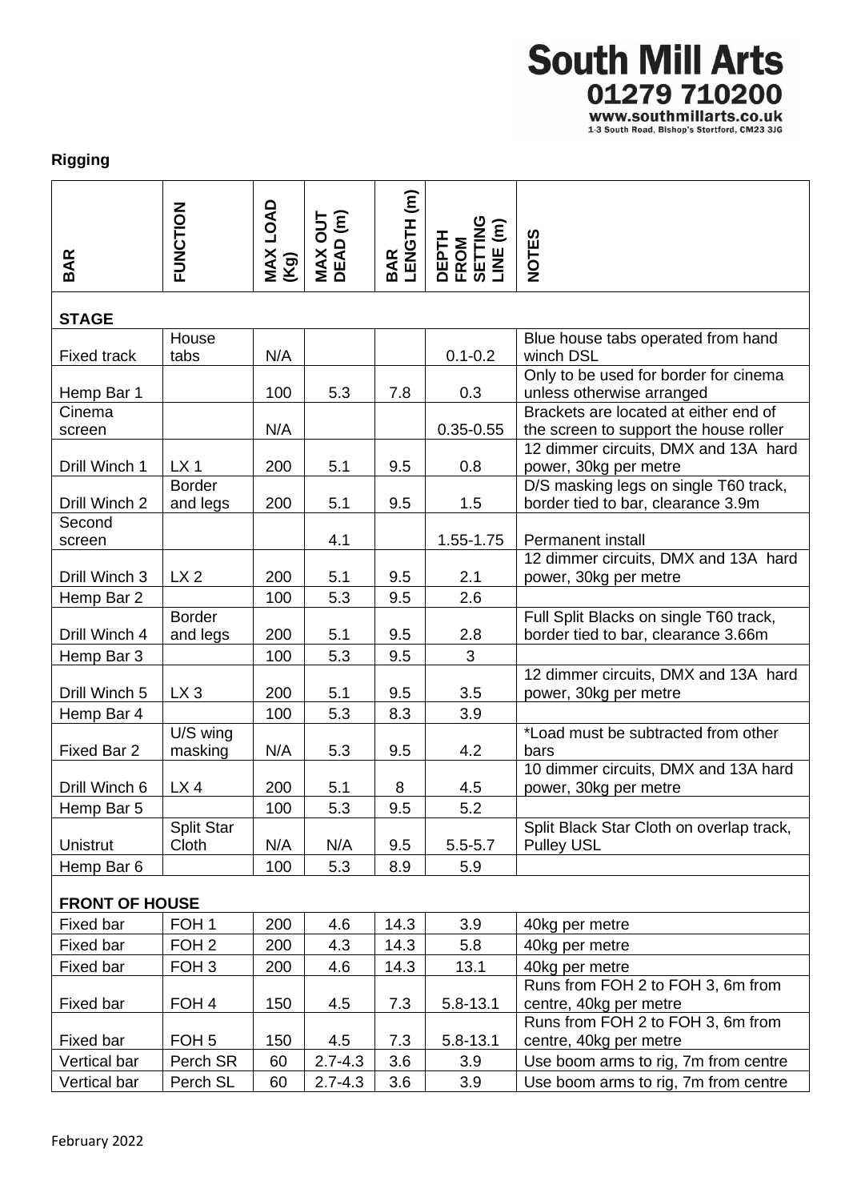**South Mill Arts**
**01279 710200**
www.southmillarts.co.uk
1-3 South Road, Bishop's Stortford, CM23 3JG

**Rigging**

| BAR | FUNCTION | MAX LOAD (Kg) | MAX OUT DEAD (m) | BAR LENGTH (m) | DEPTH FROM SETTING LINE (m) | NOTES |
|---|---|---|---|---|---|---|
| **STAGE** | | | | | | |
| Fixed track | House tabs | N/A | | | 0.1-0.2 | Blue house tabs operated from hand winch DSL |
| Hemp Bar 1 | | 100 | 5.3 | 7.8 | 0.3 | Only to be used for border for cinema unless otherwise arranged |
| Cinema screen | | N/A | | | 0.35-0.55 | Brackets are located at either end of the screen to support the house roller |
| Drill Winch 1 | LX 1 | 200 | 5.1 | 9.5 | 0.8 | 12 dimmer circuits, DMX and 13A hard power, 30kg per metre |
| Drill Winch 2 | Border and legs | 200 | 5.1 | 9.5 | 1.5 | D/S masking legs on single T60 track, border tied to bar, clearance 3.9m |
| Second screen | | | 4.1 | | 1.55-1.75 | Permanent install |
| Drill Winch 3 | LX 2 | 200 | 5.1 | 9.5 | 2.1 | 12 dimmer circuits, DMX and 13A hard power, 30kg per metre |
| Hemp Bar 2 | | 100 | 5.3 | 9.5 | 2.6 | |
| Drill Winch 4 | Border and legs | 200 | 5.1 | 9.5 | 2.8 | Full Split Blacks on single T60 track, border tied to bar, clearance 3.66m |
| Hemp Bar 3 | | 100 | 5.3 | 9.5 | 3 | |
| Drill Winch 5 | LX 3 | 200 | 5.1 | 9.5 | 3.5 | 12 dimmer circuits, DMX and 13A hard power, 30kg per metre |
| Hemp Bar 4 | | 100 | 5.3 | 8.3 | 3.9 | |
| Fixed Bar 2 | U/S wing masking | N/A | 5.3 | 9.5 | 4.2 | *Load must be subtracted from other bars |
| Drill Winch 6 | LX 4 | 200 | 5.1 | 8 | 4.5 | 10 dimmer circuits, DMX and 13A hard power, 30kg per metre |
| Hemp Bar 5 | | 100 | 5.3 | 9.5 | 5.2 | |
| Unistrut | Split Star Cloth | N/A | N/A | 9.5 | 5.5-5.7 | Split Black Star Cloth on overlap track, Pulley USL |
| Hemp Bar 6 | | 100 | 5.3 | 8.9 | 5.9 | |
| **FRONT OF HOUSE** | | | | | | |
| Fixed bar | FOH 1 | 200 | 4.6 | 14.3 | 3.9 | 40kg per metre |
| Fixed bar | FOH 2 | 200 | 4.3 | 14.3 | 5.8 | 40kg per metre |
| Fixed bar | FOH 3 | 200 | 4.6 | 14.3 | 13.1 | 40kg per metre |
| Fixed bar | FOH 4 | 150 | 4.5 | 7.3 | 5.8-13.1 | Runs from FOH 2 to FOH 3, 6m from centre, 40kg per metre |
| Fixed bar | FOH 5 | 150 | 4.5 | 7.3 | 5.8-13.1 | Runs from FOH 2 to FOH 3, 6m from centre, 40kg per metre |
| Vertical bar | Perch SR | 60 | 2.7-4.3 | 3.6 | 3.9 | Use boom arms to rig, 7m from centre |
| Vertical bar | Perch SL | 60 | 2.7-4.3 | 3.6 | 3.9 | Use boom arms to rig, 7m from centre |

February 2022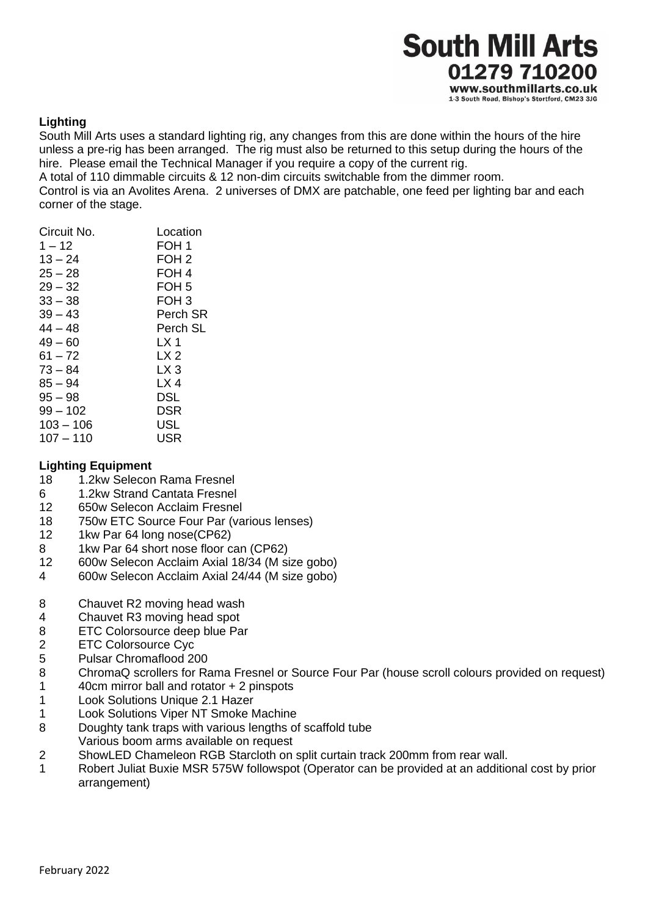**Lighting**

South Mill Arts uses a standard lighting rig, any changes from this are done within the hours of the hire unless a pre-rig has been arranged. The rig must also be returned to this setup during the hours of the hire. Please email the Technical Manager if you require a copy of the current rig.

A total of 110 dimmable circuits & 12 non-dim circuits switchable from the dimmer room.

Control is via an Avolites Arena. 2 universes of DMX are patchable, one feed per lighting bar and each corner of the stage.

| Circuit No. | Location |
|---|---|
| 1 – 12 | FOH 1 |
| 13 – 24 | FOH 2 |
| 25 – 28 | FOH 4 |
| 29 – 32 | FOH 5 |
| 33 – 38 | FOH 3 |
| 39 – 43 | Perch SR |
| 44 – 48 | Perch SL |
| 49 – 60 | LX 1 |
| 61 – 72 | LX 2 |
| 73 – 84 | LX 3 |
| 85 – 94 | LX 4 |
| 95 – 98 | DSL |
| 99 – 102 | DSR |
| 103 – 106 | USL |
| 107 – 110 | USR |

**Lighting Equipment**

- 18 1.2kw Selecon Rama Fresnel
- 6 1.2kw Strand Cantata Fresnel
- 12 650w Selecon Acclaim Fresnel
- 18 750w ETC Source Four Par (various lenses)
- 12 1kw Par 64 long nose(CP62)
- 8 1kw Par 64 short nose floor can (CP62)
- 12 600w Selecon Acclaim Axial 18/34 (M size gobo)
- 4 600w Selecon Acclaim Axial 24/44 (M size gobo)

- 8 Chauvet R2 moving head wash
- 4 Chauvet R3 moving head spot
- 8 ETC Colorsource deep blue Par
- 2 ETC Colorsource Cyc
- 5 Pulsar Chromaflood 200
- 8 ChromaQ scrollers for Rama Fresnel or Source Four Par (house scroll colours provided on request)
- 1 40cm mirror ball and rotator + 2 pinspots
- 1 Look Solutions Unique 2.1 Hazer
- 1 Look Solutions Viper NT Smoke Machine
- 8 Doughty tank traps with various lengths of scaffold tube
  Various boom arms available on request
- 2 ShowLED Chameleon RGB Starcloth on split curtain track 200mm from rear wall.
- 1 Robert Juliat Buxie MSR 575W followspot (Operator can be provided at an additional cost by prior arrangement)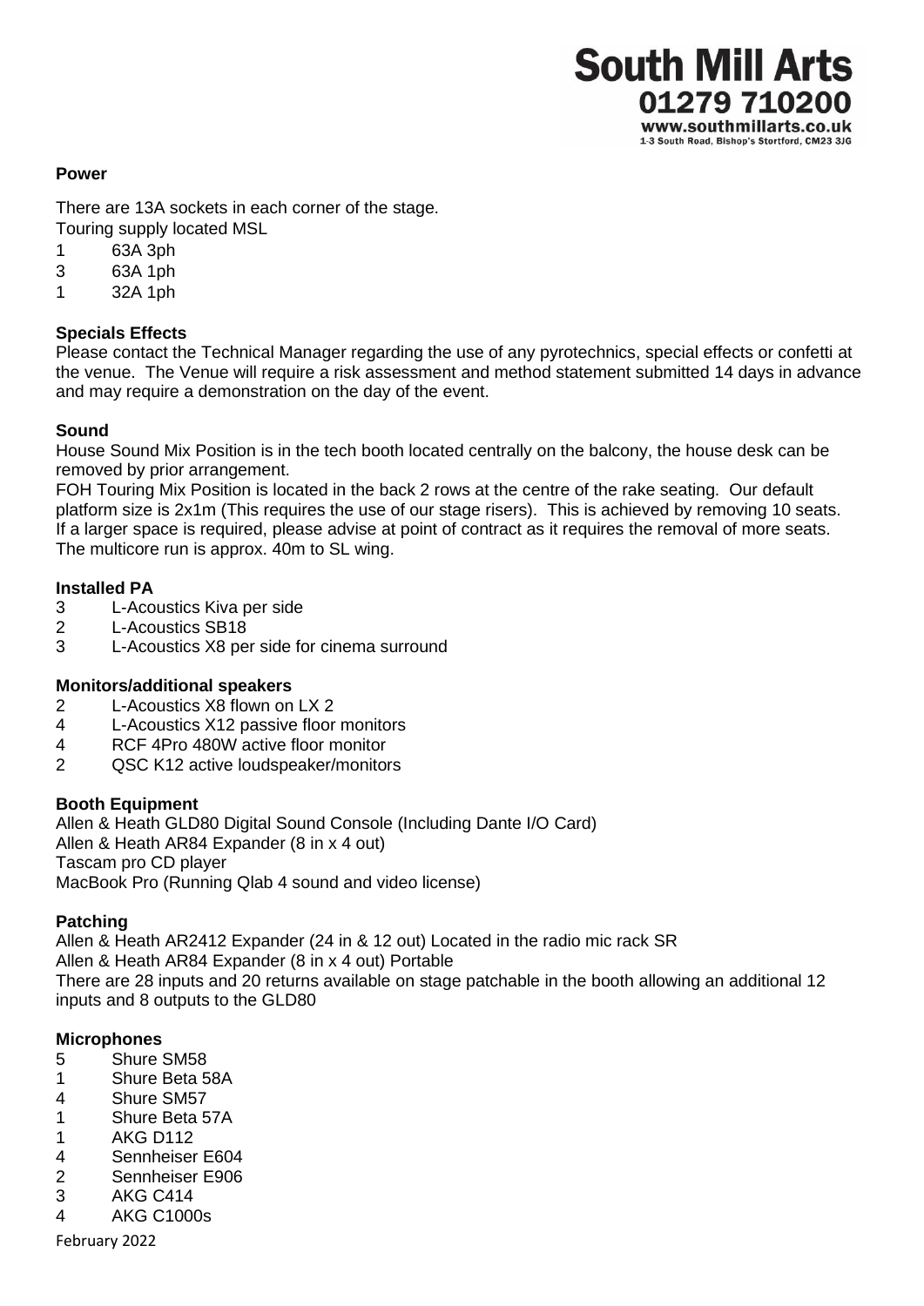**Power**

There are 13A sockets in each corner of the stage.
Touring supply located MSL

- 1 63A 3ph
- 3 63A 1ph
- 1 32A 1ph

**Specials Effects**

Please contact the Technical Manager regarding the use of any pyrotechnics, special effects or confetti at the venue. The Venue will require a risk assessment and method statement submitted 14 days in advance and may require a demonstration on the day of the event.

**Sound**

House Sound Mix Position is in the tech booth located centrally on the balcony, the house desk can be removed by prior arrangement.
FOH Touring Mix Position is located in the back 2 rows at the centre of the rake seating. Our default platform size is 2x1m (This requires the use of our stage risers). This is achieved by removing 10 seats. If a larger space is required, please advise at point of contract as it requires the removal of more seats. The multicore run is approx. 40m to SL wing.

**Installed PA**

- 3 L-Acoustics Kiva per side
- 2 L-Acoustics SB18
- 3 L-Acoustics X8 per side for cinema surround

**Monitors/additional speakers**

- 2 L-Acoustics X8 flown on LX 2
- 4 L-Acoustics X12 passive floor monitors
- 4 RCF 4Pro 480W active floor monitor
- 2 QSC K12 active loudspeaker/monitors

**Booth Equipment**

Allen & Heath GLD80 Digital Sound Console (Including Dante I/O Card)
Allen & Heath AR84 Expander (8 in x 4 out)
Tascam pro CD player
MacBook Pro (Running Qlab 4 sound and video license)

**Patching**

Allen & Heath AR2412 Expander (24 in & 12 out) Located in the radio mic rack SR
Allen & Heath AR84 Expander (8 in x 4 out) Portable
There are 28 inputs and 20 returns available on stage patchable in the booth allowing an additional 12 inputs and 8 outputs to the GLD80

**Microphones**

- 5 Shure SM58
- 1 Shure Beta 58A
- 4 Shure SM57
- 1 Shure Beta 57A
- 1 AKG D112
- 4 Sennheiser E604
- 2 Sennheiser E906
- 3 AKG C414
- 4 AKG C1000s

February 2022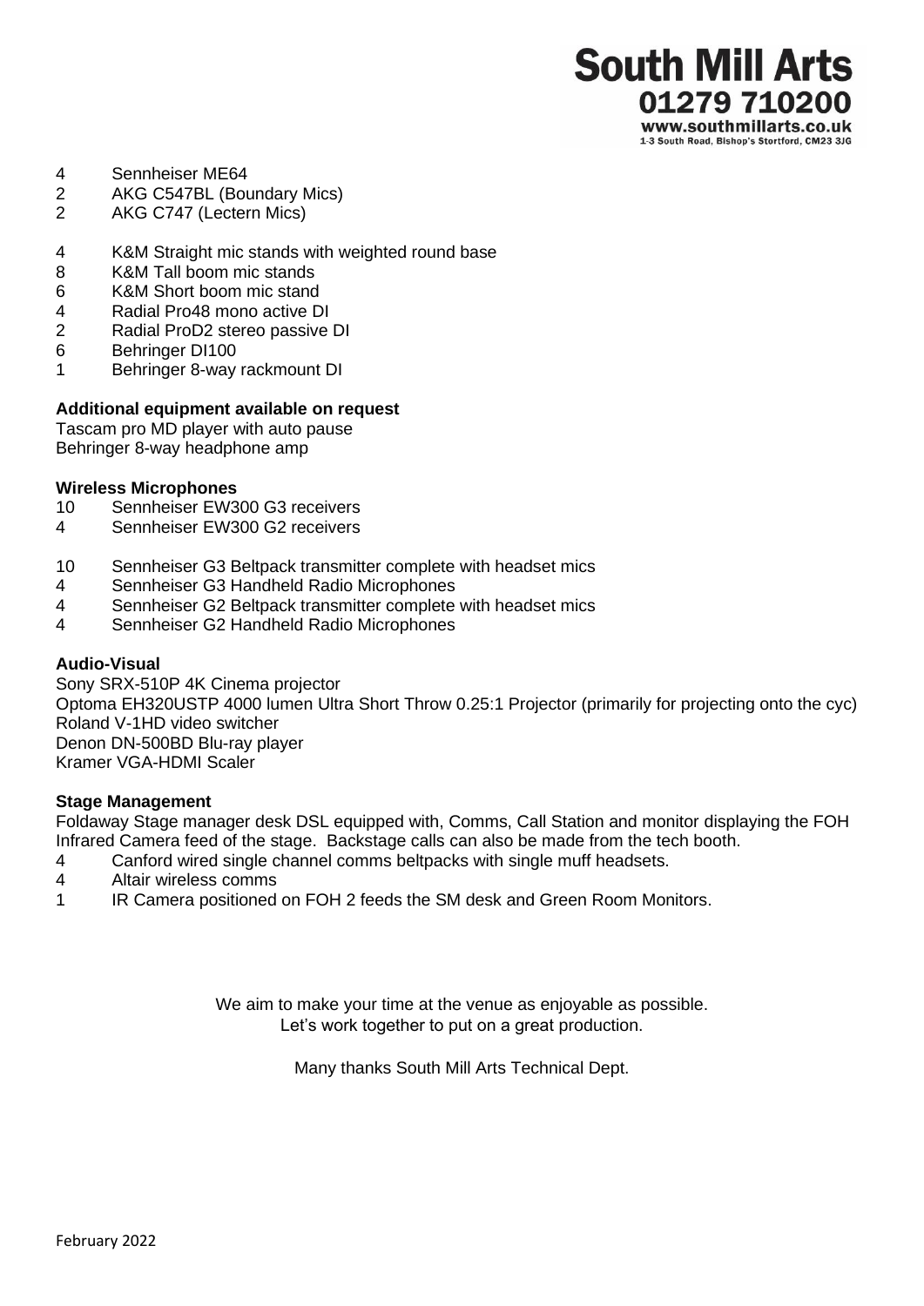4 Sennheiser ME64
2 AKG C547BL (Boundary Mics)
2 AKG C747 (Lectern Mics)

4 K&M Straight mic stands with weighted round base
8 K&M Tall boom mic stands
6 K&M Short boom mic stand
4 Radial Pro48 mono active DI
2 Radial ProD2 stereo passive DI
6 Behringer DI100
1 Behringer 8-way rackmount DI

**Additional equipment available on request**

Tascam pro MD player with auto pause
Behringer 8-way headphone amp

**Wireless Microphones**

10 Sennheiser EW300 G3 receivers
4 Sennheiser EW300 G2 receivers

10 Sennheiser G3 Beltpack transmitter complete with headset mics
4 Sennheiser G3 Handheld Radio Microphones
4 Sennheiser G2 Beltpack transmitter complete with headset mics
4 Sennheiser G2 Handheld Radio Microphones

**Audio-Visual**

Sony SRX-510P 4K Cinema projector
Optoma EH320USTP 4000 lumen Ultra Short Throw 0.25:1 Projector (primarily for projecting onto the cyc)
Roland V-1HD video switcher
Denon DN-500BD Blu-ray player
Kramer VGA-HDMI Scaler

**Stage Management**

Foldaway Stage manager desk DSL equipped with, Comms, Call Station and monitor displaying the FOH Infrared Camera feed of the stage. Backstage calls can also be made from the tech booth.

4 Canford wired single channel comms beltpacks with single muff headsets.
4 Altair wireless comms
1 IR Camera positioned on FOH 2 feeds the SM desk and Green Room Monitors.

We aim to make your time at the venue as enjoyable as possible.
Let's work together to put on a great production.

Many thanks South Mill Arts Technical Dept.

February 2022